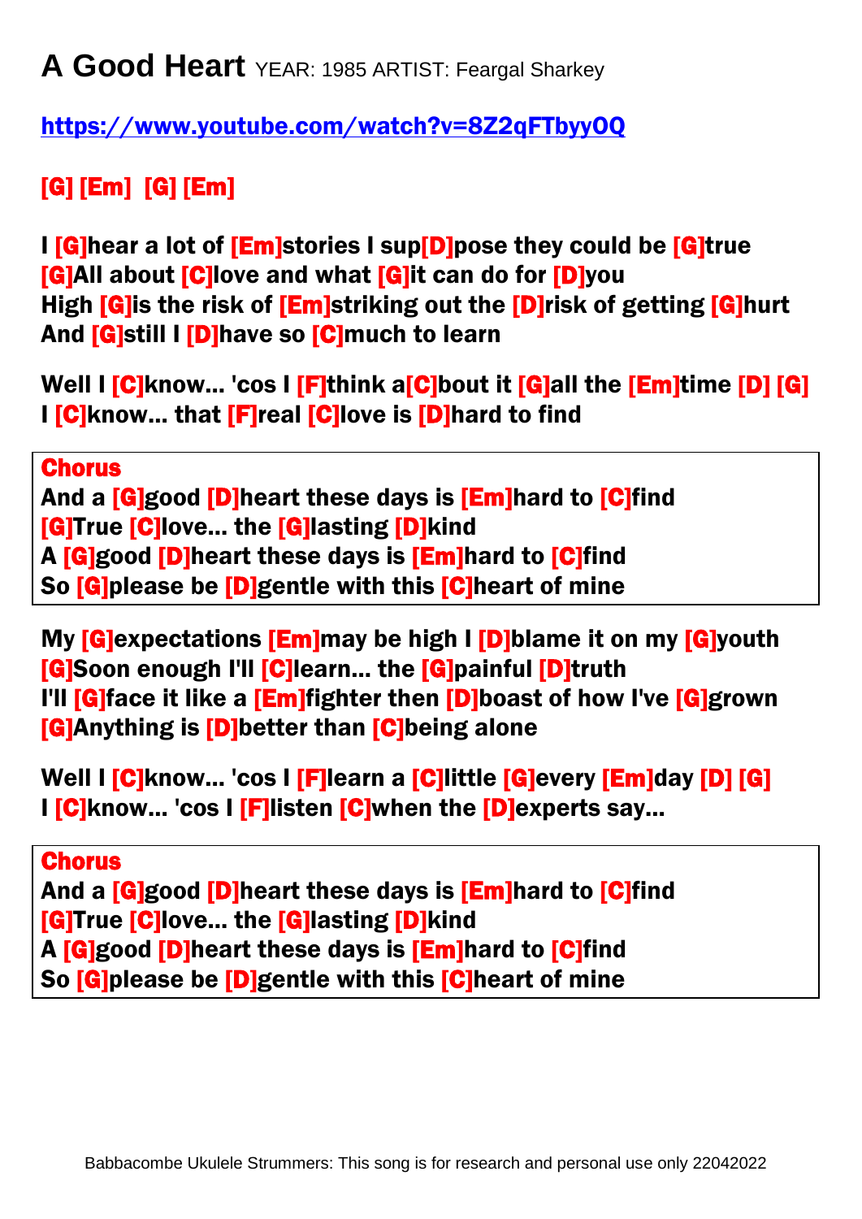# A Good Heart YEAR: 1985 ARTIST: Feargal Sharkey

**https://www.youtube.com/watch?v=8Z2qFTbyyOQ**

**[G] [Em]  [G] [Em]**

**I [G]hear a lot of [Em]stories I sup[D]pose they could be [G]true**
**[G]All about [C]love and what [G]it can do for [D]you**
**High [G]is the risk of [Em]striking out the [D]risk of getting [G]hurt**
**And [G]still I [D]have so [C]much to learn**

**Well I [C]know... 'cos I [F]think a[C]bout it [G]all the [Em]time [D] [G]**
**I [C]know... that [F]real [C]love is [D]hard to find**

**Chorus**
**And a [G]good [D]heart these days is [Em]hard to [C]find**
**[G]True [C]love... the [G]lasting [D]kind**
**A [G]good [D]heart these days is [Em]hard to [C]find**
**So [G]please be [D]gentle with this [C]heart of mine**

**My [G]expectations [Em]may be high I [D]blame it on my [G]youth**
**[G]Soon enough I'll [C]learn... the [G]painful [D]truth**
**I'll [G]face it like a [Em]fighter then [D]boast of how I've [G]grown**
**[G]Anything is [D]better than [C]being alone**

**Well I [C]know... 'cos I [F]learn a [C]little [G]every [Em]day [D] [G]**
**I [C]know... 'cos I [F]listen [C]when the [D]experts say...**

**Chorus**
**And a [G]good [D]heart these days is [Em]hard to [C]find**
**[G]True [C]love... the [G]lasting [D]kind**
**A [G]good [D]heart these days is [Em]hard to [C]find**
**So [G]please be [D]gentle with this [C]heart of mine**

Babbacombe Ukulele Strummers: This song is for research and personal use only 22042022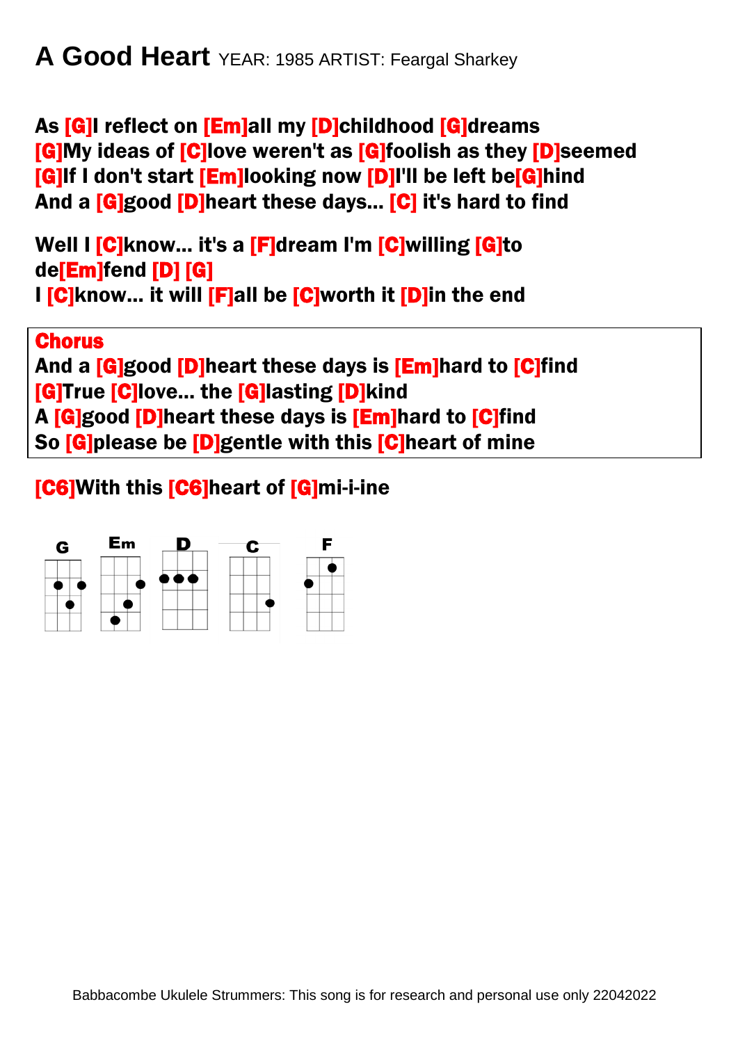# A Good Heart YEAR: 1985 ARTIST: Feargal Sharkey

**As [G]I reflect on [Em]all my [D]childhood [G]dreams**
**[G]My ideas of [C]love weren't as [G]foolish as they [D]seemed**
**[G]If I don't start [Em]looking now [D]I'll be left be[G]hind**
**And a [G]good [D]heart these days... [C] it's hard to find**

**Well I [C]know... it's a [F]dream I'm [C]willing [G]to**
**de[Em]fend [D] [G]**
**I [C]know... it will [F]all be [C]worth it [D]in the end**

**Chorus**
**And a [G]good [D]heart these days is [Em]hard to [C]find**
**[G]True [C]love... the [G]lasting [D]kind**
**A [G]good [D]heart these days is [Em]hard to [C]find**
**So [G]please be [D]gentle with this [C]heart of mine**

**[C6]With this [C6]heart of [G]mi-i-ine**

G Em D C F

Babbacombe Ukulele Strummers: This song is for research and personal use only 22042022